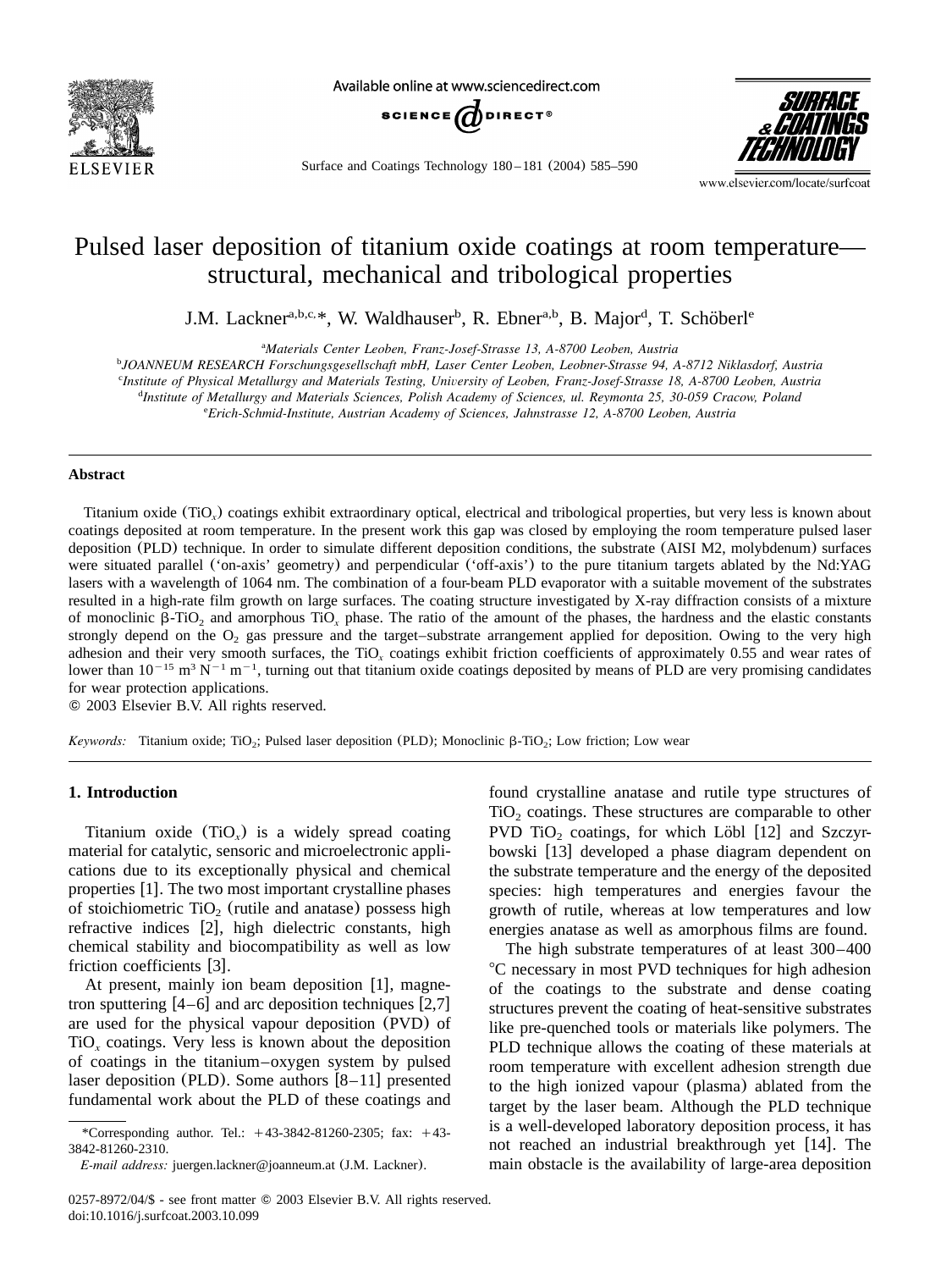# Pulsed laser deposition of titanium oxide coatings at room temperature—structural, mechanical and tribological properties

J.M. Lackner[a,b,c,*], W. Waldhauser[b], R. Ebner[a,b], B. Major[d], T. Schöberl[e]

[a] Materials Center Leoben, Franz-Josef-Strasse 13, A-8700 Leoben, Austria
[b] JOANNEUM RESEARCH Forschungsgesellschaft mbH, Laser Center Leoben, Leobner-Strasse 94, A-8712 Niklasdorf, Austria
[c] Institute of Physical Metallurgy and Materials Testing, University of Leoben, Franz-Josef-Strasse 18, A-8700 Leoben, Austria
[d] Institute of Metallurgy and Materials Sciences, Polish Academy of Sciences, ul. Reymonta 25, 30-059 Cracow, Poland
[e] Erich-Schmid-Institute, Austrian Academy of Sciences, Jahnstrasse 12, A-8700 Leoben, Austria

## Abstract

Titanium oxide ($TiO_x$) coatings exhibit extraordinary optical, electrical and tribological properties, but very less is known about coatings deposited at room temperature. In the present work this gap was closed by employing the room temperature pulsed laser deposition (PLD) technique. In order to simulate different deposition conditions, the substrate (AISI M2, molybdenum) surfaces were situated parallel ('on-axis' geometry) and perpendicular ('off-axis') to the pure titanium targets ablated by the Nd:YAG lasers with a wavelength of 1064 nm. The combination of a four-beam PLD evaporator with a suitable movement of the substrates resulted in a high-rate film growth on large surfaces. The coating structure investigated by X-ray diffraction consists of a mixture of monoclinic β-$TiO_2$ and amorphous $TiO_x$ phase. The ratio of the amount of the phases, the hardness and the elastic constants strongly depend on the $O_2$ gas pressure and the target–substrate arrangement applied for deposition. Owing to the very high adhesion and their very smooth surfaces, the $TiO_x$ coatings exhibit friction coefficients of approximately 0.55 and wear rates of lower than $10^{-15}$ $m^3$ $N^{-1}$ $m^{-1}$, turning out that titanium oxide coatings deposited by means of PLD are very promising candidates for wear protection applications.

© 2003 Elsevier B.V. All rights reserved.

*Keywords:* Titanium oxide; $TiO_2$; Pulsed laser deposition (PLD); Monoclinic β-$TiO_2$; Low friction; Low wear

## 1. Introduction

Titanium oxide ($TiO_x$) is a widely spread coating material for catalytic, sensoric and microelectronic applications due to its exceptionally physical and chemical properties [1]. The two most important crystalline phases of stoichiometric $TiO_2$ (rutile and anatase) possess high refractive indices [2], high dielectric constants, high chemical stability and biocompatibility as well as low friction coefficients [3].

At present, mainly ion beam deposition [1], magnetron sputtering [4–6] and arc deposition techniques [2,7] are used for the physical vapour deposition (PVD) of $TiO_x$ coatings. Very less is known about the deposition of coatings in the titanium–oxygen system by pulsed laser deposition (PLD). Some authors [8–11] presented fundamental work about the PLD of these coatings and found crystalline anatase and rutile type structures of $TiO_2$ coatings. These structures are comparable to other PVD $TiO_2$ coatings, for which Löbl [12] and Szczyrbowski [13] developed a phase diagram dependent on the substrate temperature and the energy of the deposited species: high temperatures and energies favour the growth of rutile, whereas at low temperatures and low energies anatase as well as amorphous films are found.

The high substrate temperatures of at least 300–400 °C necessary in most PVD techniques for high adhesion of the coatings to the substrate and dense coating structures prevent the coating of heat-sensitive substrates like pre-quenched tools or materials like polymers. The PLD technique allows the coating of these materials at room temperature with excellent adhesion strength due to the high ionized vapour (plasma) ablated from the target by the laser beam. Although the PLD technique is a well-developed laboratory deposition process, it has not reached an industrial breakthrough yet [14]. The main obstacle is the availability of large-area deposition

*Corresponding author. Tel.: +43-3842-81260-2305; fax: +43-3842-81260-2310.

*E-mail address:* juergen.lackner@joanneum.at (J.M. Lackner).

0257-8972/04/$ - see front matter © 2003 Elsevier B.V. All rights reserved.
doi:10.1016/j.surfcoat.2003.10.099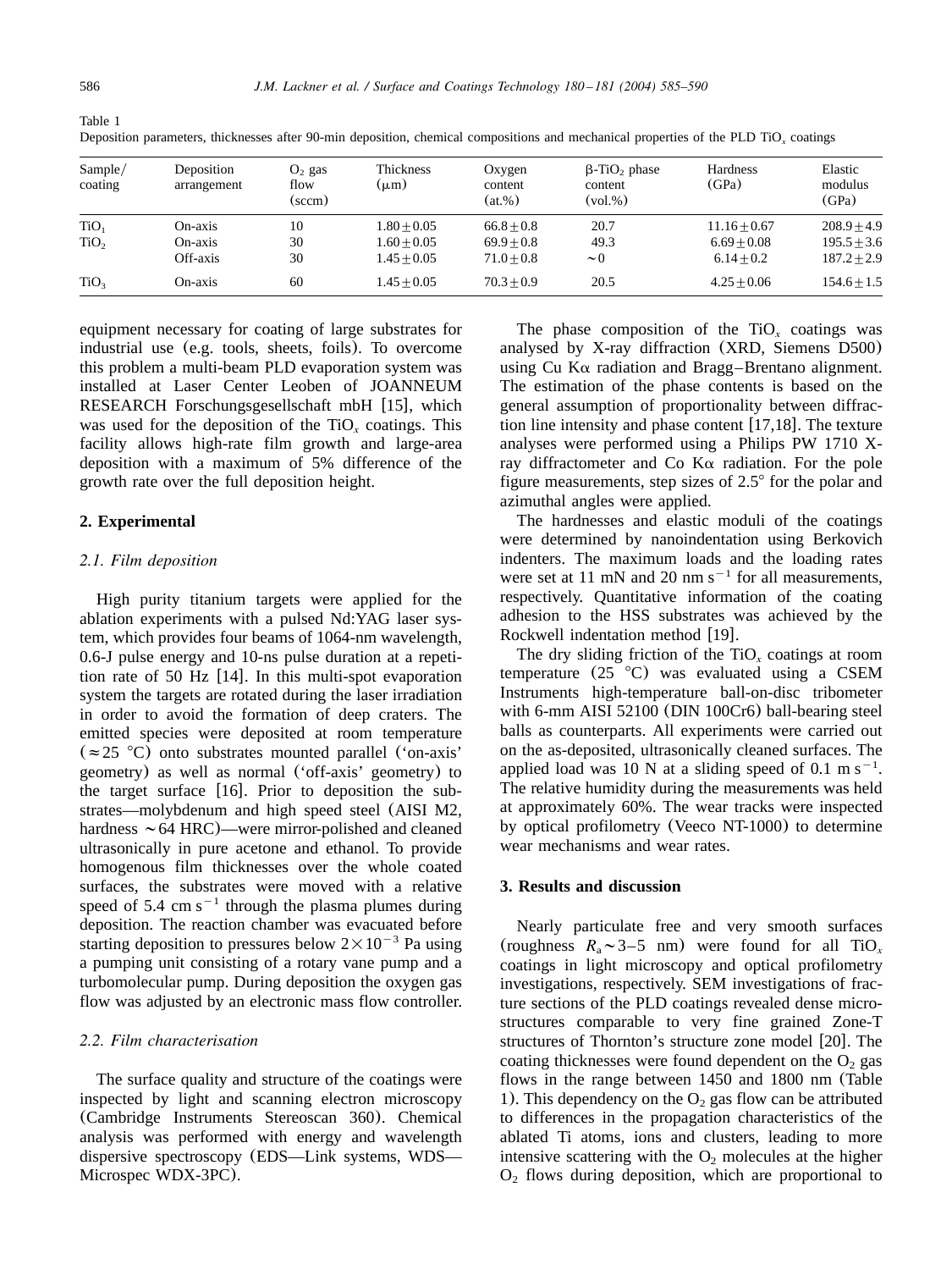Table 1
Deposition parameters, thicknesses after 90-min deposition, chemical compositions and mechanical properties of the PLD $TiO_x$ coatings

| Sample/ coating | Deposition arrangement | $O_2$ gas flow (sccm) | Thickness (μm) | Oxygen content (at.%) | β-$TiO_2$ phase content (vol.%) | Hardness (GPa) | Elastic modulus (GPa) |
|---|---|---|---|---|---|---|---|
| $TiO_1$ | On-axis | 10 | 1.80 ± 0.05 | 66.8 ± 0.8 | 20.7 | 11.16 ± 0.67 | 208.9 ± 4.9 |
| $TiO_2$ | On-axis | 30 | 1.60 ± 0.05 | 69.9 ± 0.8 | 49.3 | 6.69 ± 0.08 | 195.5 ± 3.6 |
| | Off-axis | 30 | 1.45 ± 0.05 | 71.0 ± 0.8 | ~0 | 6.14 ± 0.2 | 187.2 ± 2.9 |
| $TiO_3$ | On-axis | 60 | 1.45 ± 0.05 | 70.3 ± 0.9 | 20.5 | 4.25 ± 0.06 | 154.6 ± 1.5 |

equipment necessary for coating of large substrates for industrial use (e.g. tools, sheets, foils). To overcome this problem a multi-beam PLD evaporation system was installed at Laser Center Leoben of JOANNEUM RESEARCH Forschungsgesellschaft mbH [15], which was used for the deposition of the $TiO_x$ coatings. This facility allows high-rate film growth and large-area deposition with a maximum of 5% difference of the growth rate over the full deposition height.

## 2. Experimental

### 2.1. Film deposition

High purity titanium targets were applied for the ablation experiments with a pulsed Nd:YAG laser system, which provides four beams of 1064-nm wavelength, 0.6-J pulse energy and 10-ns pulse duration at a repetition rate of 50 Hz [14]. In this multi-spot evaporation system the targets are rotated during the laser irradiation in order to avoid the formation of deep craters. The emitted species were deposited at room temperature (≈25 °C) onto substrates mounted parallel ('on-axis' geometry) as well as normal ('off-axis' geometry) to the target surface [16]. Prior to deposition the substrates—molybdenum and high speed steel (AISI M2, hardness ~64 HRC)—were mirror-polished and cleaned ultrasonically in pure acetone and ethanol. To provide homogenous film thicknesses over the whole coated surfaces, the substrates were moved with a relative speed of 5.4 cm $s^{-1}$ through the plasma plumes during deposition. The reaction chamber was evacuated before starting deposition to pressures below $2\times10^{-3}$ Pa using a pumping unit consisting of a rotary vane pump and a turbomolecular pump. During deposition the oxygen gas flow was adjusted by an electronic mass flow controller.

### 2.2. Film characterisation

The surface quality and structure of the coatings were inspected by light and scanning electron microscopy (Cambridge Instruments Stereoscan 360). Chemical analysis was performed with energy and wavelength dispersive spectroscopy (EDS—Link systems, WDS—Microspec WDX-3PC).

The phase composition of the $TiO_x$ coatings was analysed by X-ray diffraction (XRD, Siemens D500) using Cu Kα radiation and Bragg–Brentano alignment. The estimation of the phase contents is based on the general assumption of proportionality between diffraction line intensity and phase content [17,18]. The texture analyses were performed using a Philips PW 1710 X-ray diffractometer and Co Kα radiation. For the pole figure measurements, step sizes of 2.5° for the polar and azimuthal angles were applied.

The hardnesses and elastic moduli of the coatings were determined by nanoindentation using Berkovich indenters. The maximum loads and the loading rates were set at 11 mN and 20 nm $s^{-1}$ for all measurements, respectively. Quantitative information of the coating adhesion to the HSS substrates was achieved by the Rockwell indentation method [19].

The dry sliding friction of the $TiO_x$ coatings at room temperature (25 °C) was evaluated using a CSEM Instruments high-temperature ball-on-disc tribometer with 6-mm AISI 52100 (DIN 100Cr6) ball-bearing steel balls as counterparts. All experiments were carried out on the as-deposited, ultrasonically cleaned surfaces. The applied load was 10 N at a sliding speed of 0.1 m $s^{-1}$. The relative humidity during the measurements was held at approximately 60%. The wear tracks were inspected by optical profilometry (Veeco NT-1000) to determine wear mechanisms and wear rates.

## 3. Results and discussion

Nearly particulate free and very smooth surfaces (roughness $R_a$ ~ 3–5 nm) were found for all $TiO_x$ coatings in light microscopy and optical profilometry investigations, respectively. SEM investigations of fracture sections of the PLD coatings revealed dense microstructures comparable to very fine grained Zone-T structures of Thornton's structure zone model [20]. The coating thicknesses were found dependent on the $O_2$ gas flows in the range between 1450 and 1800 nm (Table 1). This dependency on the $O_2$ gas flow can be attributed to differences in the propagation characteristics of the ablated Ti atoms, ions and clusters, leading to more intensive scattering with the $O_2$ molecules at the higher $O_2$ flows during deposition, which are proportional to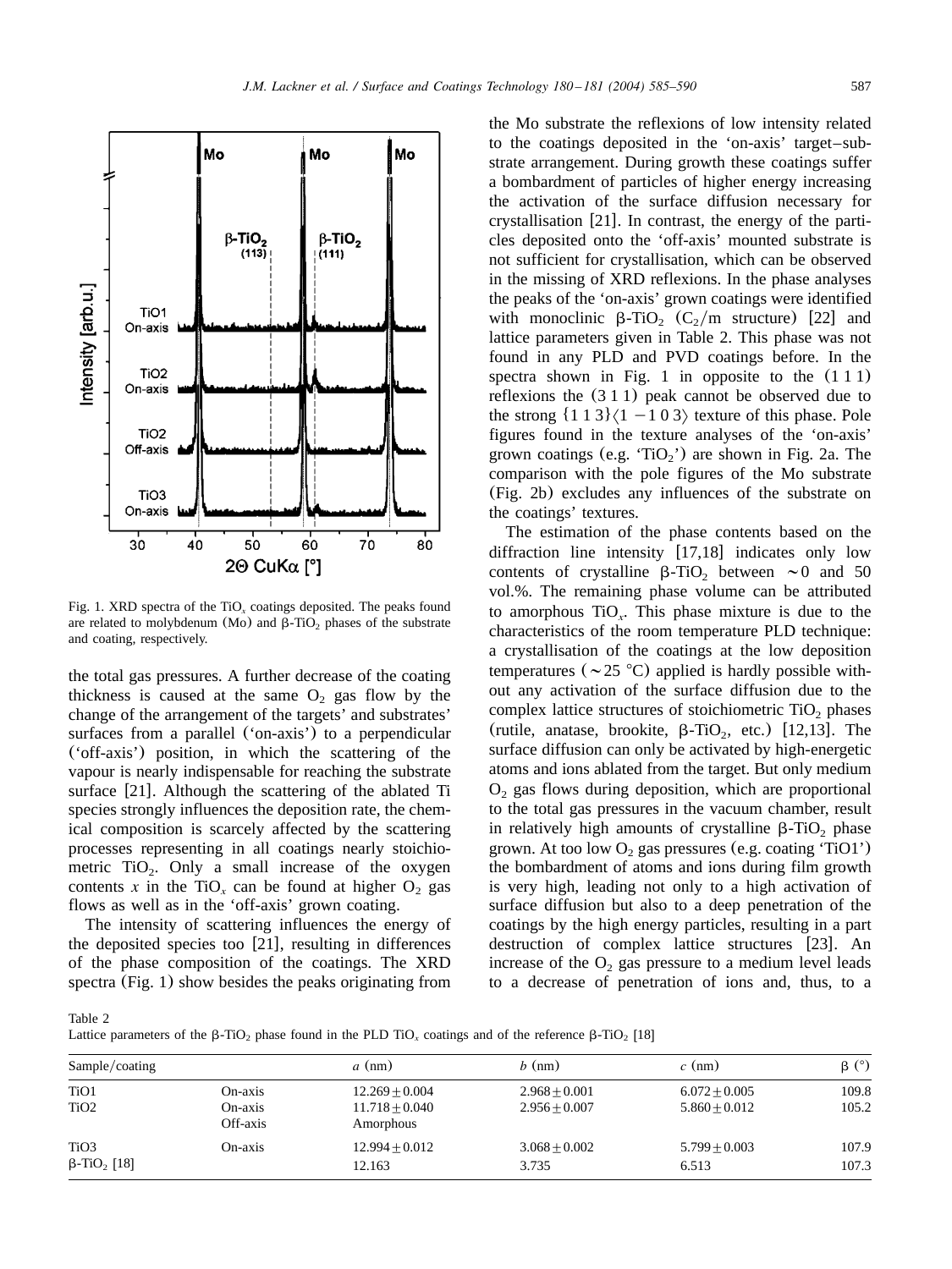Fig. 1. XRD spectra of the $TiO_x$ coatings deposited. The peaks found are related to molybdenum (Mo) and β-$TiO_2$ phases of the substrate and coating, respectively.

the total gas pressures. A further decrease of the coating thickness is caused at the same $O_2$ gas flow by the change of the arrangement of the targets' and substrates' surfaces from a parallel ('on-axis') to a perpendicular ('off-axis') position, in which the scattering of the vapour is nearly indispensable for reaching the substrate surface [21]. Although the scattering of the ablated Ti species strongly influences the deposition rate, the chemical composition is scarcely affected by the scattering processes representing in all coatings nearly stoichiometric $TiO_2$. Only a small increase of the oxygen contents $x$ in the $TiO_x$ can be found at higher $O_2$ gas flows as well as in the 'off-axis' grown coating.

The intensity of scattering influences the energy of the deposited species too [21], resulting in differences of the phase composition of the coatings. The XRD spectra (Fig. 1) show besides the peaks originating from the Mo substrate the reflexions of low intensity related to the coatings deposited in the 'on-axis' target–substrate arrangement. During growth these coatings suffer a bombardment of particles of higher energy increasing the activation of the surface diffusion necessary for crystallisation [21]. In contrast, the energy of the particles deposited onto the 'off-axis' mounted substrate is not sufficient for crystallisation, which can be observed in the missing of XRD reflexions. In the phase analyses the peaks of the 'on-axis' grown coatings were identified with monoclinic β-$TiO_2$ ($C_2/m$ structure) [22] and lattice parameters given in Table 2. This phase was not found in any PLD and PVD coatings before. In the spectra shown in Fig. 1 in opposite to the (1 1 1) reflexions the (3 1 1) peak cannot be observed due to the strong {1 1 3}⟨1 −1 0 3⟩ texture of this phase. Pole figures found in the texture analyses of the 'on-axis' grown coatings (e.g. '$TiO_2$') are shown in Fig. 2a. The comparison with the pole figures of the Mo substrate (Fig. 2b) excludes any influences of the substrate on the coatings' textures.

The estimation of the phase contents based on the diffraction line intensity [17,18] indicates only low contents of crystalline β-$TiO_2$ between ∼0 and 50 vol.%. The remaining phase volume can be attributed to amorphous $TiO_x$. This phase mixture is due to the characteristics of the room temperature PLD technique: a crystallisation of the coatings at the low deposition temperatures (∼25 °C) applied is hardly possible without any activation of the surface diffusion due to the complex lattice structures of stoichiometric $TiO_2$ phases (rutile, anatase, brookite, β-$TiO_2$, etc.) [12,13]. The surface diffusion can only be activated by high-energetic atoms and ions ablated from the target. But only medium $O_2$ gas flows during deposition, which are proportional to the total gas pressures in the vacuum chamber, result in relatively high amounts of crystalline β-$TiO_2$ phase grown. At too low $O_2$ gas pressures (e.g. coating 'TiO1') the bombardment of atoms and ions during film growth is very high, leading not only to a high activation of surface diffusion but also to a deep penetration of the coatings by the high energy particles, resulting in a part destruction of complex lattice structures [23]. An increase of the $O_2$ gas pressure to a medium level leads to a decrease of penetration of ions and, thus, to a

Table 2
Lattice parameters of the β-$TiO_2$ phase found in the PLD $TiO_x$ coatings and of the reference β-$TiO_2$ [18]

| Sample/coating | | $a$ (nm) | $b$ (nm) | $c$ (nm) | β (°) |
|---|---|---|---|---|---|
| TiO1 | On-axis | 12.269 ± 0.004 | 2.968 ± 0.001 | 6.072 ± 0.005 | 109.8 |
| TiO2 | On-axis | 11.718 ± 0.040 | 2.956 ± 0.007 | 5.860 ± 0.012 | 105.2 |
| | Off-axis | Amorphous | | | |
| TiO3 | On-axis | 12.994 ± 0.012 | 3.068 ± 0.002 | 5.799 ± 0.003 | 107.9 |
| β-$TiO_2$ [18] | | 12.163 | 3.735 | 6.513 | 107.3 |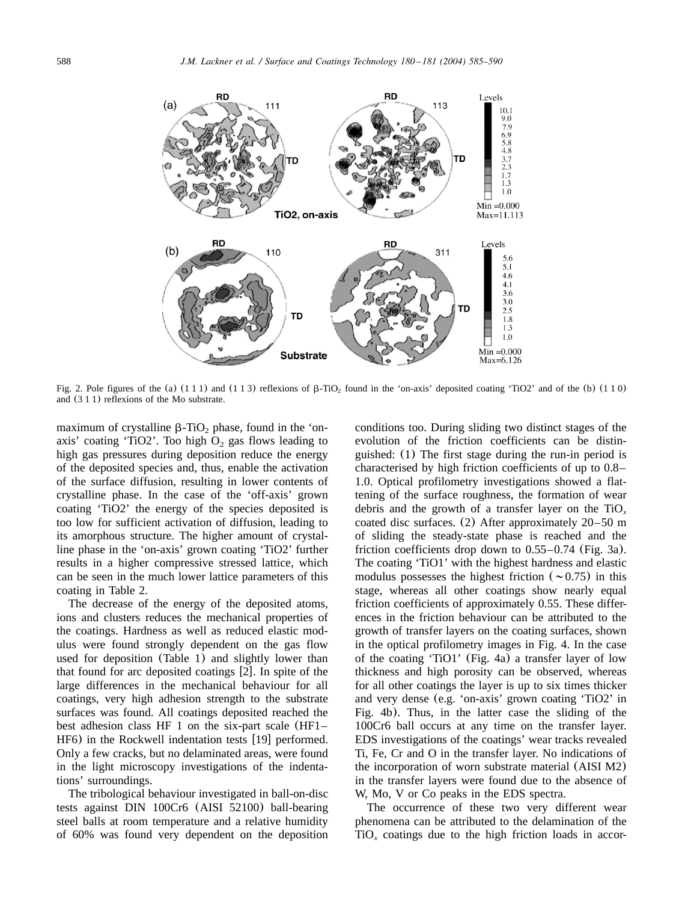Fig. 2. Pole figures of the (a) (1 1 1) and (1 1 3) reflexions of $\beta$-$TiO_2$ found in the 'on-axis' deposited coating 'TiO2' and of the (b) (1 1 0) and (3 1 1) reflexions of the Mo substrate.

maximum of crystalline $\beta$-$TiO_2$ phase, found in the 'on-axis' coating 'TiO2'. Too high $O_2$ gas flows leading to high gas pressures during deposition reduce the energy of the deposited species and, thus, enable the activation of the surface diffusion, resulting in lower contents of crystalline phase. In the case of the 'off-axis' grown coating 'TiO2' the energy of the species deposited is too low for sufficient activation of diffusion, leading to its amorphous structure. The higher amount of crystalline phase in the 'on-axis' grown coating 'TiO2' further results in a higher compressive stressed lattice, which can be seen in the much lower lattice parameters of this coating in Table 2.

The decrease of the energy of the deposited atoms, ions and clusters reduces the mechanical properties of the coatings. Hardness as well as reduced elastic modulus were found strongly dependent on the gas flow used for deposition (Table 1) and slightly lower than that found for arc deposited coatings [2]. In spite of the large differences in the mechanical behaviour for all coatings, very high adhesion strength to the substrate surfaces was found. All coatings deposited reached the best adhesion class HF 1 on the six-part scale (HF1–HF6) in the Rockwell indentation tests [19] performed. Only a few cracks, but no delaminated areas, were found in the light microscopy investigations of the indentations' surroundings.

The tribological behaviour investigated in ball-on-disc tests against DIN 100Cr6 (AISI 52100) ball-bearing steel balls at room temperature and a relative humidity of 60% was found very dependent on the deposition conditions too. During sliding two distinct stages of the evolution of the friction coefficients can be distinguished: (1) The first stage during the run-in period is characterised by high friction coefficients of up to 0.8–1.0. Optical profilometry investigations showed a flattening of the surface roughness, the formation of wear debris and the growth of a transfer layer on the $TiO_x$ coated disc surfaces. (2) After approximately 20–50 m of sliding the steady-state phase is reached and the friction coefficients drop down to 0.55–0.74 (Fig. 3a). The coating 'TiO1' with the highest hardness and elastic modulus possesses the highest friction ($\sim$0.75) in this stage, whereas all other coatings show nearly equal friction coefficients of approximately 0.55. These differences in the friction behaviour can be attributed to the growth of transfer layers on the coating surfaces, shown in the optical profilometry images in Fig. 4. In the case of the coating 'TiO1' (Fig. 4a) a transfer layer of low thickness and high porosity can be observed, whereas for all other coatings the layer is up to six times thicker and very dense (e.g. 'on-axis' grown coating 'TiO2' in Fig. 4b). Thus, in the latter case the sliding of the 100Cr6 ball occurs at any time on the transfer layer. EDS investigations of the coatings' wear tracks revealed Ti, Fe, Cr and O in the transfer layer. No indications of the incorporation of worn substrate material (AISI M2) in the transfer layers were found due to the absence of W, Mo, V or Co peaks in the EDS spectra.

The occurrence of these two very different wear phenomena can be attributed to the delamination of the $TiO_x$ coatings due to the high friction loads in accor-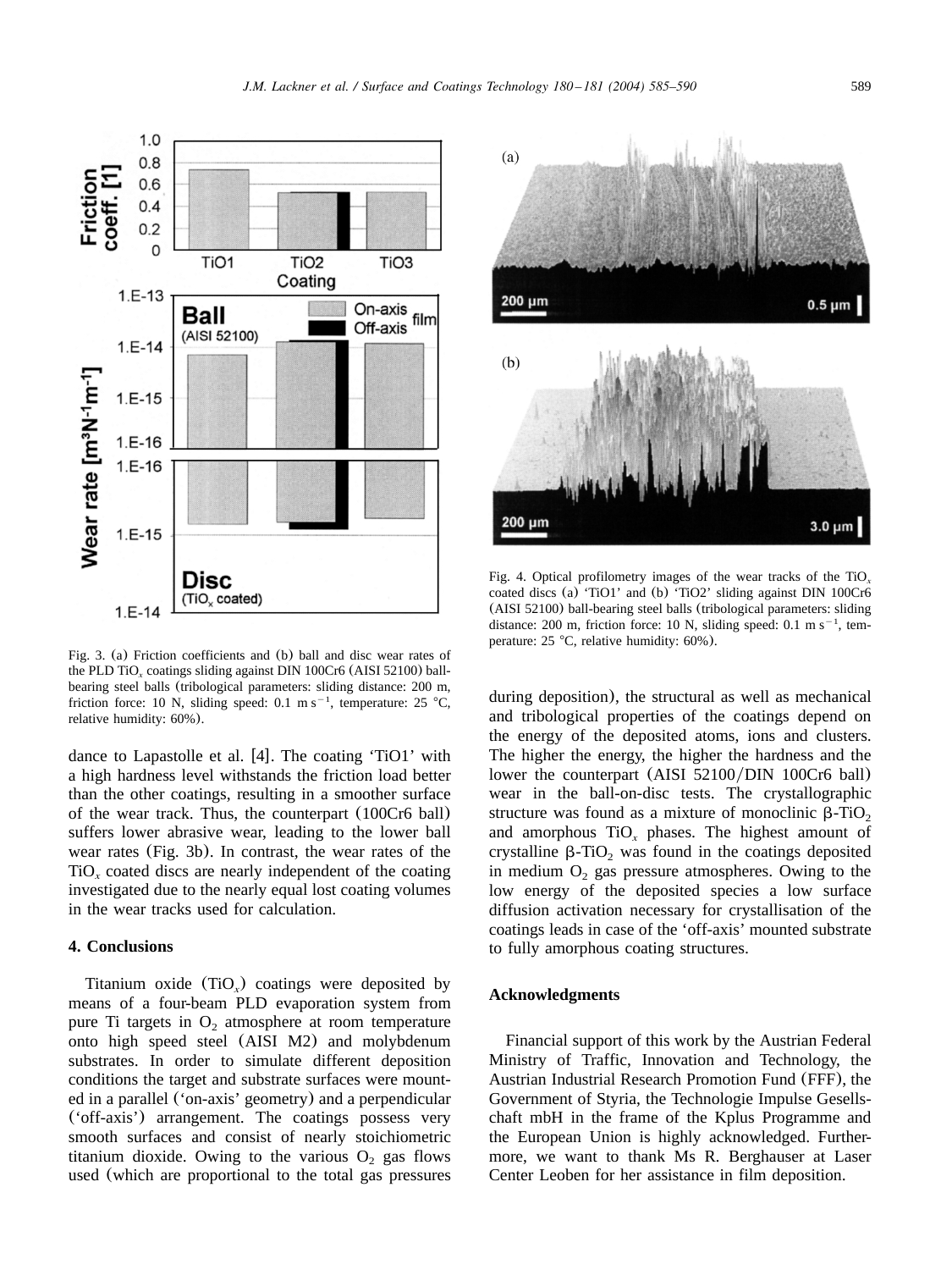Fig. 3. (a) Friction coefficients and (b) ball and disc wear rates of the PLD $TiO_x$ coatings sliding against DIN 100Cr6 (AISI 52100) ball-bearing steel balls (tribological parameters: sliding distance: 200 m, friction force: 10 N, sliding speed: 0.1 m $s^{-1}$, temperature: 25 °C, relative humidity: 60%).

Fig. 4. Optical profilometry images of the wear tracks of the $TiO_x$ coated discs (a) 'TiO1' and (b) 'TiO2' sliding against DIN 100Cr6 (AISI 52100) ball-bearing steel balls (tribological parameters: sliding distance: 200 m, friction force: 10 N, sliding speed: 0.1 m $s^{-1}$, temperature: 25 °C, relative humidity: 60%).

dance to Lapastolle et al. [4]. The coating 'TiO1' with a high hardness level withstands the friction load better than the other coatings, resulting in a smoother surface of the wear track. Thus, the counterpart (100Cr6 ball) suffers lower abrasive wear, leading to the lower ball wear rates (Fig. 3b). In contrast, the wear rates of the $TiO_x$ coated discs are nearly independent of the coating investigated due to the nearly equal lost coating volumes in the wear tracks used for calculation.

## 4. Conclusions

Titanium oxide ($TiO_x$) coatings were deposited by means of a four-beam PLD evaporation system from pure Ti targets in $O_2$ atmosphere at room temperature onto high speed steel (AISI M2) and molybdenum substrates. In order to simulate different deposition conditions the target and substrate surfaces were mounted in a parallel ('on-axis' geometry) and a perpendicular ('off-axis') arrangement. The coatings possess very smooth surfaces and consist of nearly stoichiometric titanium dioxide. Owing to the various $O_2$ gas flows used (which are proportional to the total gas pressures during deposition), the structural as well as mechanical and tribological properties of the coatings depend on the energy of the deposited atoms, ions and clusters. The higher the energy, the higher the hardness and the lower the counterpart (AISI 52100/DIN 100Cr6 ball) wear in the ball-on-disc tests. The crystallographic structure was found as a mixture of monoclinic $\beta$-$TiO_2$ and amorphous $TiO_x$ phases. The highest amount of crystalline $\beta$-$TiO_2$ was found in the coatings deposited in medium $O_2$ gas pressure atmospheres. Owing to the low energy of the deposited species a low surface diffusion activation necessary for crystallisation of the coatings leads in case of the 'off-axis' mounted substrate to fully amorphous coating structures.

## Acknowledgments

Financial support of this work by the Austrian Federal Ministry of Traffic, Innovation and Technology, the Austrian Industrial Research Promotion Fund (FFF), the Government of Styria, the Technologie Impulse Gesellschaft mbH in the frame of the Kplus Programme and the European Union is highly acknowledged. Furthermore, we want to thank Ms R. Berghauser at Laser Center Leoben for her assistance in film deposition.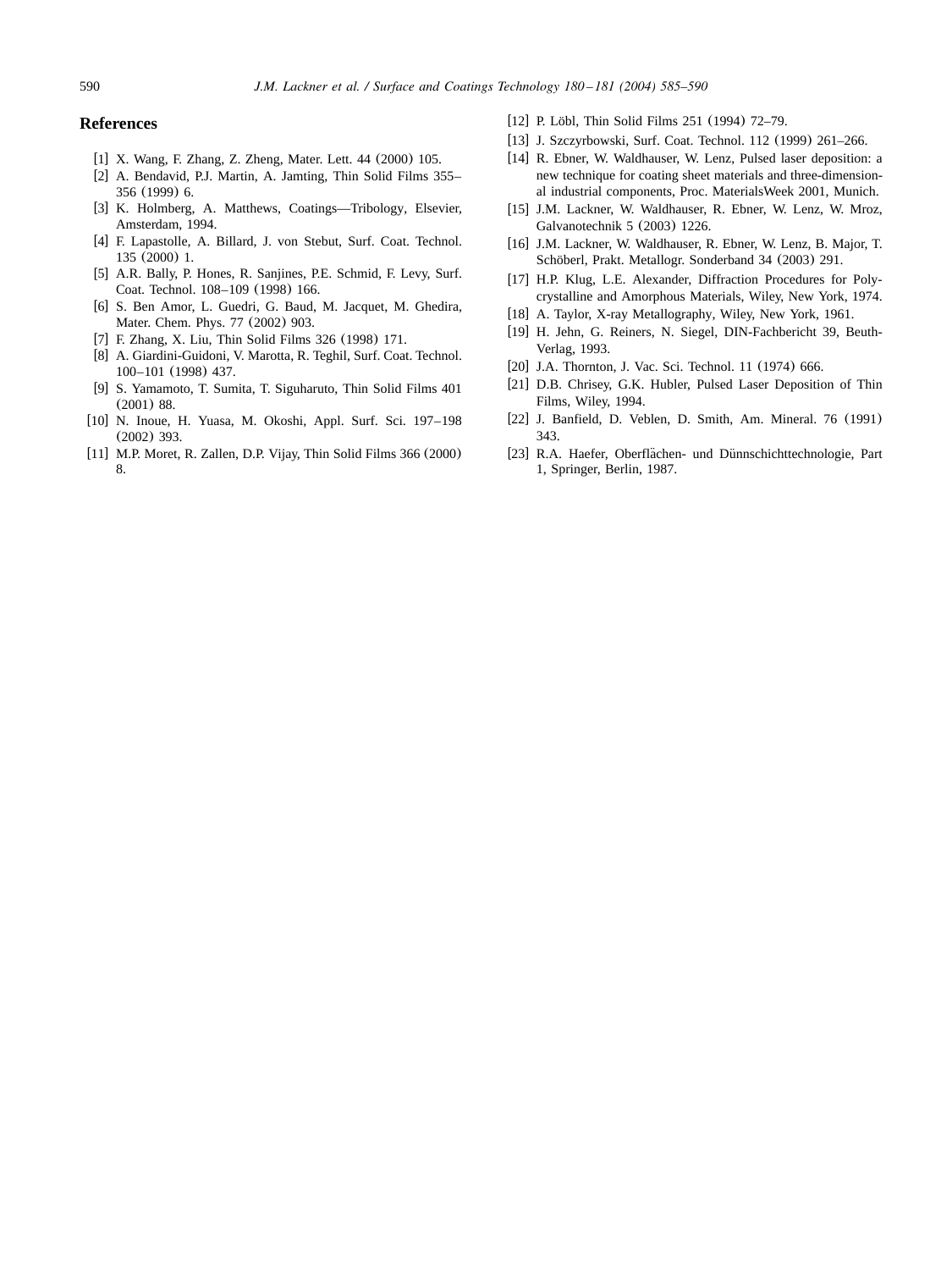## References

[1] X. Wang, F. Zhang, Z. Zheng, Mater. Lett. 44 (2000) 105.

[2] A. Bendavid, P.J. Martin, A. Jamting, Thin Solid Films 355–356 (1999) 6.

[3] K. Holmberg, A. Matthews, Coatings—Tribology, Elsevier, Amsterdam, 1994.

[4] F. Lapastolle, A. Billard, J. von Stebut, Surf. Coat. Technol. 135 (2000) 1.

[5] A.R. Bally, P. Hones, R. Sanjines, P.E. Schmid, F. Levy, Surf. Coat. Technol. 108–109 (1998) 166.

[6] S. Ben Amor, L. Guedri, G. Baud, M. Jacquet, M. Ghedira, Mater. Chem. Phys. 77 (2002) 903.

[7] F. Zhang, X. Liu, Thin Solid Films 326 (1998) 171.

[8] A. Giardini-Guidoni, V. Marotta, R. Teghil, Surf. Coat. Technol. 100–101 (1998) 437.

[9] S. Yamamoto, T. Sumita, T. Siguharuto, Thin Solid Films 401 (2001) 88.

[10] N. Inoue, H. Yuasa, M. Okoshi, Appl. Surf. Sci. 197–198 (2002) 393.

[11] M.P. Moret, R. Zallen, D.P. Vijay, Thin Solid Films 366 (2000) 8.

[12] P. Löbl, Thin Solid Films 251 (1994) 72–79.

[13] J. Szczyrbowski, Surf. Coat. Technol. 112 (1999) 261–266.

[14] R. Ebner, W. Waldhauser, W. Lenz, Pulsed laser deposition: a new technique for coating sheet materials and three-dimensional industrial components, Proc. MaterialsWeek 2001, Munich.

[15] J.M. Lackner, W. Waldhauser, R. Ebner, W. Lenz, W. Mroz, Galvanotechnik 5 (2003) 1226.

[16] J.M. Lackner, W. Waldhauser, R. Ebner, W. Lenz, B. Major, T. Schöberl, Prakt. Metallogr. Sonderband 34 (2003) 291.

[17] H.P. Klug, L.E. Alexander, Diffraction Procedures for Polycrystalline and Amorphous Materials, Wiley, New York, 1974.

[18] A. Taylor, X-ray Metallography, Wiley, New York, 1961.

[19] H. Jehn, G. Reiners, N. Siegel, DIN-Fachbericht 39, Beuth-Verlag, 1993.

[20] J.A. Thornton, J. Vac. Sci. Technol. 11 (1974) 666.

[21] D.B. Chrisey, G.K. Hubler, Pulsed Laser Deposition of Thin Films, Wiley, 1994.

[22] J. Banfield, D. Veblen, D. Smith, Am. Mineral. 76 (1991) 343.

[23] R.A. Haefer, Oberflächen- und Dünnschichttechnologie, Part 1, Springer, Berlin, 1987.